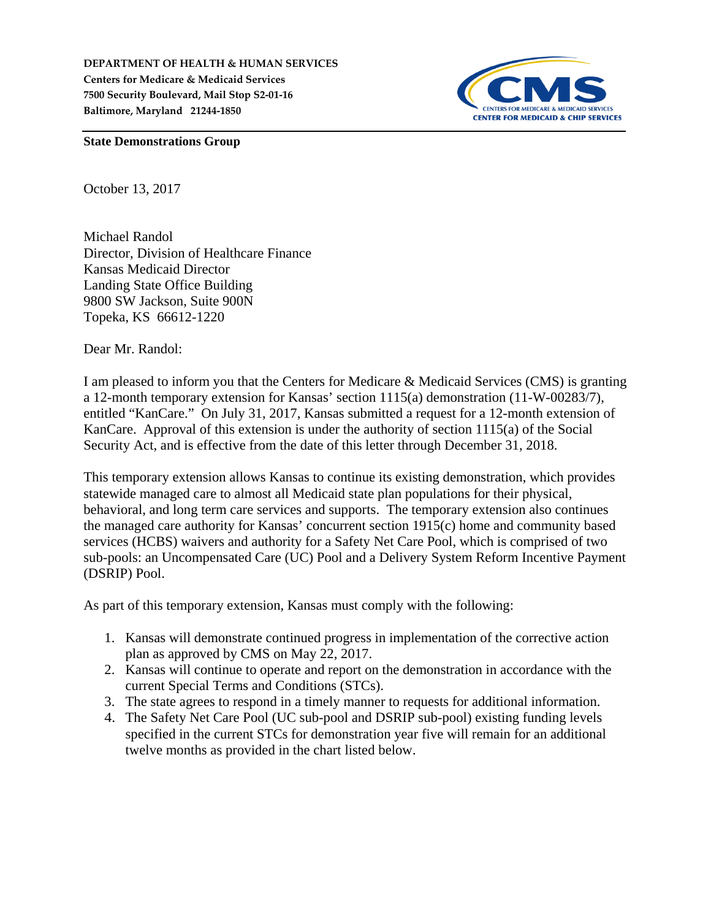**DEPARTMENT OF HEALTH & HUMAN SERVICES**
**Centers for Medicare & Medicaid Services**
**7500 Security Boulevard, Mail Stop S2-01-16**
**Baltimore, Maryland 21244-1850**

**State Demonstrations Group**

October 13, 2017

Michael Randol
Director, Division of Healthcare Finance
Kansas Medicaid Director
Landing State Office Building
9800 SW Jackson, Suite 900N
Topeka, KS 66612-1220

Dear Mr. Randol:

I am pleased to inform you that the Centers for Medicare & Medicaid Services (CMS) is granting a 12-month temporary extension for Kansas' section 1115(a) demonstration (11-W-00283/7), entitled "KanCare." On July 31, 2017, Kansas submitted a request for a 12-month extension of KanCare. Approval of this extension is under the authority of section 1115(a) of the Social Security Act, and is effective from the date of this letter through December 31, 2018.

This temporary extension allows Kansas to continue its existing demonstration, which provides statewide managed care to almost all Medicaid state plan populations for their physical, behavioral, and long term care services and supports. The temporary extension also continues the managed care authority for Kansas' concurrent section 1915(c) home and community based services (HCBS) waivers and authority for a Safety Net Care Pool, which is comprised of two sub-pools: an Uncompensated Care (UC) Pool and a Delivery System Reform Incentive Payment (DSRIP) Pool.

As part of this temporary extension, Kansas must comply with the following:

1. Kansas will demonstrate continued progress in implementation of the corrective action plan as approved by CMS on May 22, 2017.
2. Kansas will continue to operate and report on the demonstration in accordance with the current Special Terms and Conditions (STCs).
3. The state agrees to respond in a timely manner to requests for additional information.
4. The Safety Net Care Pool (UC sub-pool and DSRIP sub-pool) existing funding levels specified in the current STCs for demonstration year five will remain for an additional twelve months as provided in the chart listed below.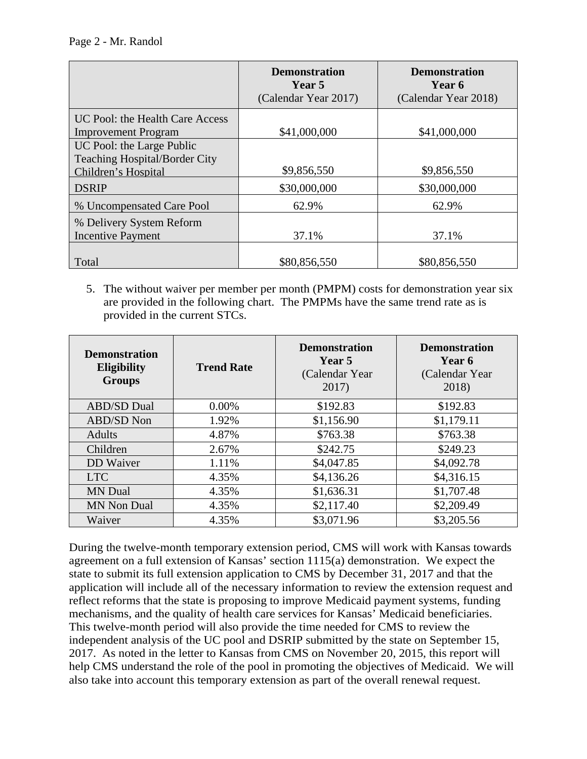| | **Demonstration Year 5** (Calendar Year 2017) | **Demonstration Year 6** (Calendar Year 2018) |
|---|---|---|
| UC Pool: the Health Care Access Improvement Program | $41,000,000 | $41,000,000 |
| UC Pool: the Large Public Teaching Hospital/Border City Children's Hospital | $9,856,550 | $9,856,550 |
| DSRIP | $30,000,000 | $30,000,000 |
| % Uncompensated Care Pool | 62.9% | 62.9% |
| % Delivery System Reform Incentive Payment | 37.1% | 37.1% |
| Total | $80,856,550 | $80,856,550 |

5. The without waiver per member per month (PMPM) costs for demonstration year six are provided in the following chart. The PMPMs have the same trend rate as is provided in the current STCs.

| **Demonstration Eligibility Groups** | **Trend Rate** | **Demonstration Year 5** (Calendar Year 2017) | **Demonstration Year 6** (Calendar Year 2018) |
|---|---|---|---|
| ABD/SD Dual | 0.00% | $192.83 | $192.83 |
| ABD/SD Non | 1.92% | $1,156.90 | $1,179.11 |
| Adults | 4.87% | $763.38 | $763.38 |
| Children | 2.67% | $242.75 | $249.23 |
| DD Waiver | 1.11% | $4,047.85 | $4,092.78 |
| LTC | 4.35% | $4,136.26 | $4,316.15 |
| MN Dual | 4.35% | $1,636.31 | $1,707.48 |
| MN Non Dual | 4.35% | $2,117.40 | $2,209.49 |
| Waiver | 4.35% | $3,071.96 | $3,205.56 |

During the twelve-month temporary extension period, CMS will work with Kansas towards agreement on a full extension of Kansas' section 1115(a) demonstration. We expect the state to submit its full extension application to CMS by December 31, 2017 and that the application will include all of the necessary information to review the extension request and reflect reforms that the state is proposing to improve Medicaid payment systems, funding mechanisms, and the quality of health care services for Kansas' Medicaid beneficiaries. This twelve-month period will also provide the time needed for CMS to review the independent analysis of the UC pool and DSRIP submitted by the state on September 15, 2017. As noted in the letter to Kansas from CMS on November 20, 2015, this report will help CMS understand the role of the pool in promoting the objectives of Medicaid. We will also take into account this temporary extension as part of the overall renewal request.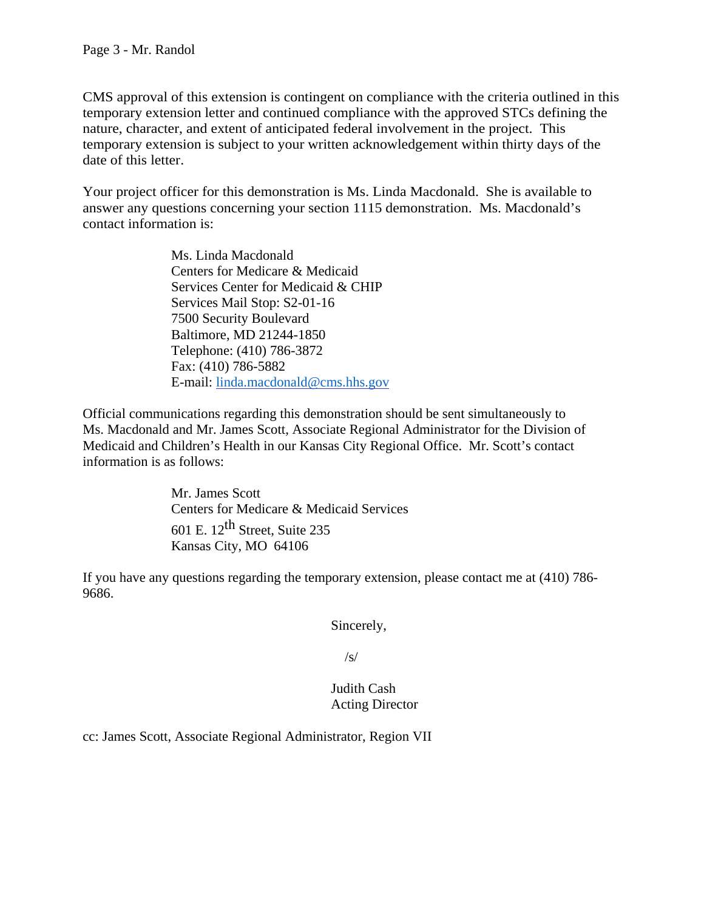CMS approval of this extension is contingent on compliance with the criteria outlined in this temporary extension letter and continued compliance with the approved STCs defining the nature, character, and extent of anticipated federal involvement in the project. This temporary extension is subject to your written acknowledgement within thirty days of the date of this letter.

Your project officer for this demonstration is Ms. Linda Macdonald. She is available to answer any questions concerning your section 1115 demonstration. Ms. Macdonald's contact information is:

> Ms. Linda Macdonald  
> Centers for Medicare & Medicaid  
> Services Center for Medicaid & CHIP  
> Services Mail Stop: S2-01-16  
> 7500 Security Boulevard  
> Baltimore, MD 21244-1850  
> Telephone: (410) 786-3872  
> Fax: (410) 786-5882  
> E-mail: linda.macdonald@cms.hhs.gov

Official communications regarding this demonstration should be sent simultaneously to Ms. Macdonald and Mr. James Scott, Associate Regional Administrator for the Division of Medicaid and Children's Health in our Kansas City Regional Office. Mr. Scott's contact information is as follows:

> Mr. James Scott  
> Centers for Medicare & Medicaid Services  
> 601 E. 12th Street, Suite 235  
> Kansas City, MO 64106

If you have any questions regarding the temporary extension, please contact me at (410) 786-9686.

Sincerely,

/s/

Judith Cash  
Acting Director

cc: James Scott, Associate Regional Administrator, Region VII